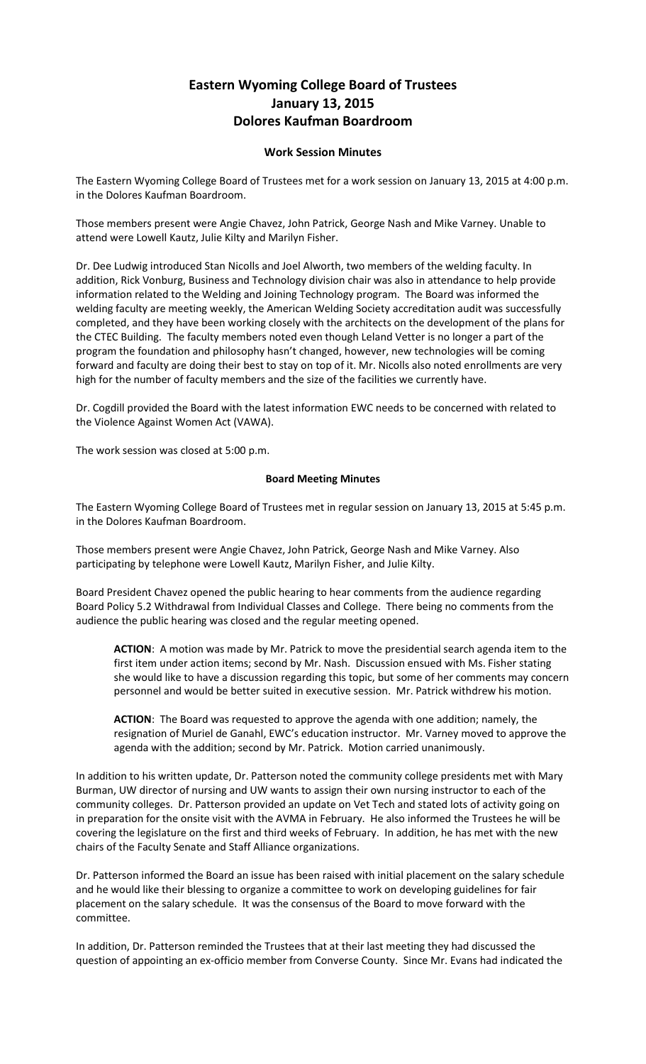# Eastern Wyoming College Board of Trustees
# January 13, 2015
# Dolores Kaufman Boardroom

### Work Session Minutes

The Eastern Wyoming College Board of Trustees met for a work session on January 13, 2015 at 4:00 p.m. in the Dolores Kaufman Boardroom.

Those members present were Angie Chavez, John Patrick, George Nash and Mike Varney. Unable to attend were Lowell Kautz, Julie Kilty and Marilyn Fisher.

Dr. Dee Ludwig introduced Stan Nicolls and Joel Alworth, two members of the welding faculty. In addition, Rick Vonburg, Business and Technology division chair was also in attendance to help provide information related to the Welding and Joining Technology program. The Board was informed the welding faculty are meeting weekly, the American Welding Society accreditation audit was successfully completed, and they have been working closely with the architects on the development of the plans for the CTEC Building. The faculty members noted even though Leland Vetter is no longer a part of the program the foundation and philosophy hasn't changed, however, new technologies will be coming forward and faculty are doing their best to stay on top of it. Mr. Nicolls also noted enrollments are very high for the number of faculty members and the size of the facilities we currently have.

Dr. Cogdill provided the Board with the latest information EWC needs to be concerned with related to the Violence Against Women Act (VAWA).

The work session was closed at 5:00 p.m.

### Board Meeting Minutes

The Eastern Wyoming College Board of Trustees met in regular session on January 13, 2015 at 5:45 p.m. in the Dolores Kaufman Boardroom.

Those members present were Angie Chavez, John Patrick, George Nash and Mike Varney. Also participating by telephone were Lowell Kautz, Marilyn Fisher, and Julie Kilty.

Board President Chavez opened the public hearing to hear comments from the audience regarding Board Policy 5.2 Withdrawal from Individual Classes and College. There being no comments from the audience the public hearing was closed and the regular meeting opened.

> **ACTION**: A motion was made by Mr. Patrick to move the presidential search agenda item to the first item under action items; second by Mr. Nash. Discussion ensued with Ms. Fisher stating she would like to have a discussion regarding this topic, but some of her comments may concern personnel and would be better suited in executive session. Mr. Patrick withdrew his motion.

> **ACTION**: The Board was requested to approve the agenda with one addition; namely, the resignation of Muriel de Ganahl, EWC's education instructor. Mr. Varney moved to approve the agenda with the addition; second by Mr. Patrick. Motion carried unanimously.

In addition to his written update, Dr. Patterson noted the community college presidents met with Mary Burman, UW director of nursing and UW wants to assign their own nursing instructor to each of the community colleges. Dr. Patterson provided an update on Vet Tech and stated lots of activity going on in preparation for the onsite visit with the AVMA in February. He also informed the Trustees he will be covering the legislature on the first and third weeks of February. In addition, he has met with the new chairs of the Faculty Senate and Staff Alliance organizations.

Dr. Patterson informed the Board an issue has been raised with initial placement on the salary schedule and he would like their blessing to organize a committee to work on developing guidelines for fair placement on the salary schedule. It was the consensus of the Board to move forward with the committee.

In addition, Dr. Patterson reminded the Trustees that at their last meeting they had discussed the question of appointing an ex-officio member from Converse County. Since Mr. Evans had indicated the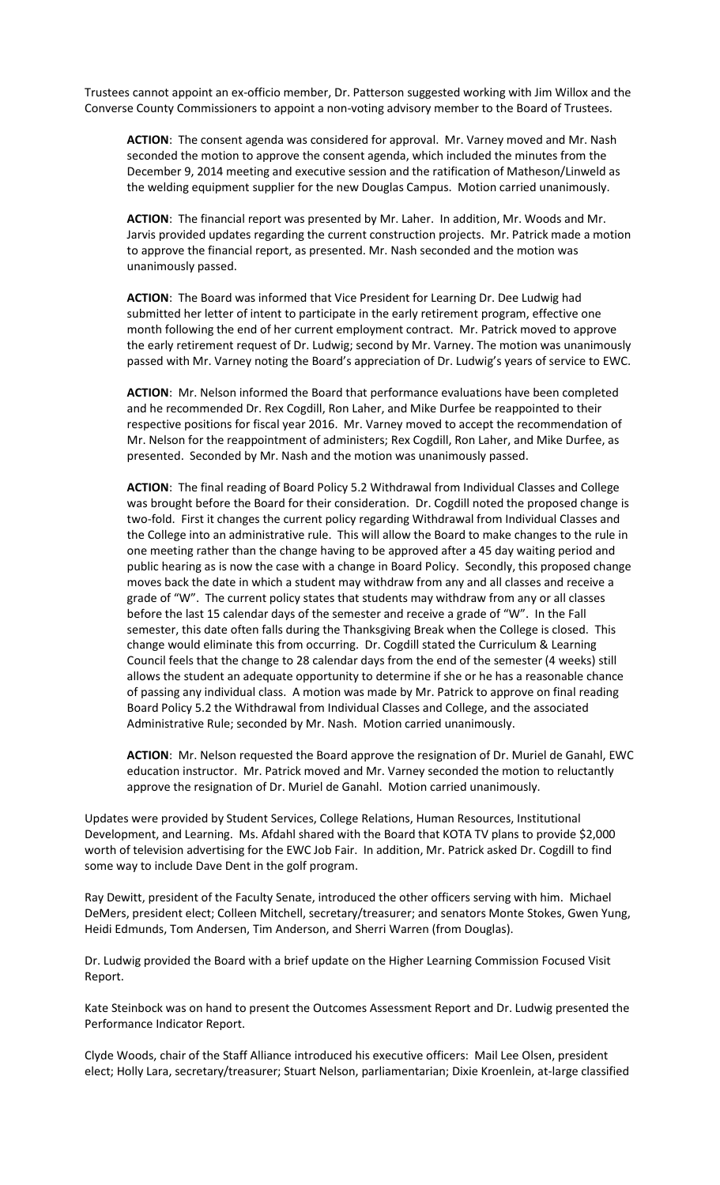Trustees cannot appoint an ex-officio member, Dr. Patterson suggested working with Jim Willox and the Converse County Commissioners to appoint a non-voting advisory member to the Board of Trustees.

**ACTION**: The consent agenda was considered for approval. Mr. Varney moved and Mr. Nash seconded the motion to approve the consent agenda, which included the minutes from the December 9, 2014 meeting and executive session and the ratification of Matheson/Linweld as the welding equipment supplier for the new Douglas Campus. Motion carried unanimously.

**ACTION**: The financial report was presented by Mr. Laher. In addition, Mr. Woods and Mr. Jarvis provided updates regarding the current construction projects. Mr. Patrick made a motion to approve the financial report, as presented. Mr. Nash seconded and the motion was unanimously passed.

**ACTION**: The Board was informed that Vice President for Learning Dr. Dee Ludwig had submitted her letter of intent to participate in the early retirement program, effective one month following the end of her current employment contract. Mr. Patrick moved to approve the early retirement request of Dr. Ludwig; second by Mr. Varney. The motion was unanimously passed with Mr. Varney noting the Board's appreciation of Dr. Ludwig's years of service to EWC.

**ACTION**: Mr. Nelson informed the Board that performance evaluations have been completed and he recommended Dr. Rex Cogdill, Ron Laher, and Mike Durfee be reappointed to their respective positions for fiscal year 2016. Mr. Varney moved to accept the recommendation of Mr. Nelson for the reappointment of administers; Rex Cogdill, Ron Laher, and Mike Durfee, as presented. Seconded by Mr. Nash and the motion was unanimously passed.

**ACTION**: The final reading of Board Policy 5.2 Withdrawal from Individual Classes and College was brought before the Board for their consideration. Dr. Cogdill noted the proposed change is two-fold. First it changes the current policy regarding Withdrawal from Individual Classes and the College into an administrative rule. This will allow the Board to make changes to the rule in one meeting rather than the change having to be approved after a 45 day waiting period and public hearing as is now the case with a change in Board Policy. Secondly, this proposed change moves back the date in which a student may withdraw from any and all classes and receive a grade of "W". The current policy states that students may withdraw from any or all classes before the last 15 calendar days of the semester and receive a grade of "W". In the Fall semester, this date often falls during the Thanksgiving Break when the College is closed. This change would eliminate this from occurring. Dr. Cogdill stated the Curriculum & Learning Council feels that the change to 28 calendar days from the end of the semester (4 weeks) still allows the student an adequate opportunity to determine if she or he has a reasonable chance of passing any individual class. A motion was made by Mr. Patrick to approve on final reading Board Policy 5.2 the Withdrawal from Individual Classes and College, and the associated Administrative Rule; seconded by Mr. Nash. Motion carried unanimously.

**ACTION**: Mr. Nelson requested the Board approve the resignation of Dr. Muriel de Ganahl, EWC education instructor. Mr. Patrick moved and Mr. Varney seconded the motion to reluctantly approve the resignation of Dr. Muriel de Ganahl. Motion carried unanimously.

Updates were provided by Student Services, College Relations, Human Resources, Institutional Development, and Learning. Ms. Afdahl shared with the Board that KOTA TV plans to provide $2,000 worth of television advertising for the EWC Job Fair. In addition, Mr. Patrick asked Dr. Cogdill to find some way to include Dave Dent in the golf program.

Ray Dewitt, president of the Faculty Senate, introduced the other officers serving with him. Michael DeMers, president elect; Colleen Mitchell, secretary/treasurer; and senators Monte Stokes, Gwen Yung, Heidi Edmunds, Tom Andersen, Tim Anderson, and Sherri Warren (from Douglas).

Dr. Ludwig provided the Board with a brief update on the Higher Learning Commission Focused Visit Report.

Kate Steinbock was on hand to present the Outcomes Assessment Report and Dr. Ludwig presented the Performance Indicator Report.

Clyde Woods, chair of the Staff Alliance introduced his executive officers: Mail Lee Olsen, president elect; Holly Lara, secretary/treasurer; Stuart Nelson, parliamentarian; Dixie Kroenlein, at-large classified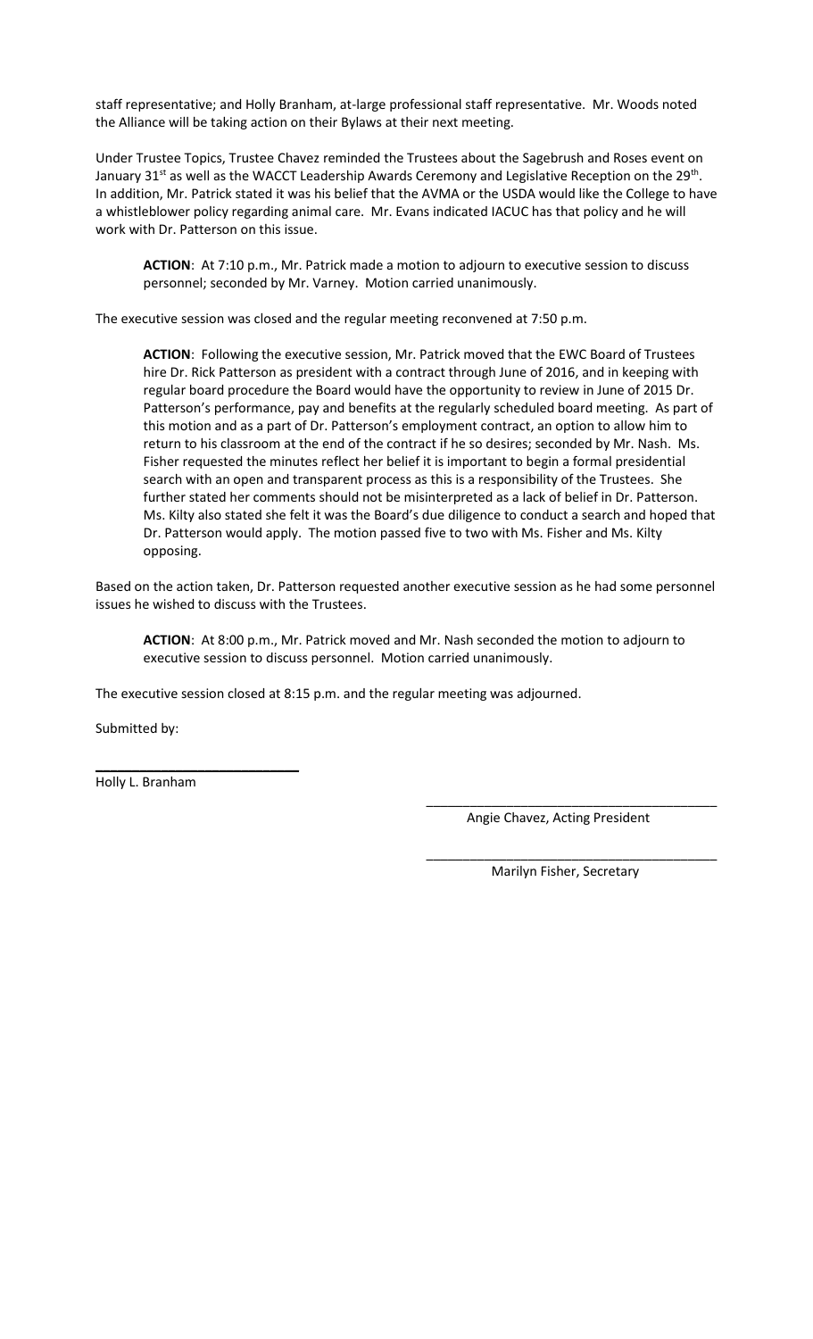staff representative; and Holly Branham, at-large professional staff representative. Mr. Woods noted the Alliance will be taking action on their Bylaws at their next meeting.

Under Trustee Topics, Trustee Chavez reminded the Trustees about the Sagebrush and Roses event on January 31st as well as the WACCT Leadership Awards Ceremony and Legislative Reception on the 29th. In addition, Mr. Patrick stated it was his belief that the AVMA or the USDA would like the College to have a whistleblower policy regarding animal care. Mr. Evans indicated IACUC has that policy and he will work with Dr. Patterson on this issue.

> **ACTION**: At 7:10 p.m., Mr. Patrick made a motion to adjourn to executive session to discuss personnel; seconded by Mr. Varney. Motion carried unanimously.

The executive session was closed and the regular meeting reconvened at 7:50 p.m.

> **ACTION**: Following the executive session, Mr. Patrick moved that the EWC Board of Trustees hire Dr. Rick Patterson as president with a contract through June of 2016, and in keeping with regular board procedure the Board would have the opportunity to review in June of 2015 Dr. Patterson's performance, pay and benefits at the regularly scheduled board meeting. As part of this motion and as a part of Dr. Patterson's employment contract, an option to allow him to return to his classroom at the end of the contract if he so desires; seconded by Mr. Nash. Ms. Fisher requested the minutes reflect her belief it is important to begin a formal presidential search with an open and transparent process as this is a responsibility of the Trustees. She further stated her comments should not be misinterpreted as a lack of belief in Dr. Patterson. Ms. Kilty also stated she felt it was the Board's due diligence to conduct a search and hoped that Dr. Patterson would apply. The motion passed five to two with Ms. Fisher and Ms. Kilty opposing.

Based on the action taken, Dr. Patterson requested another executive session as he had some personnel issues he wished to discuss with the Trustees.

> **ACTION**: At 8:00 p.m., Mr. Patrick moved and Mr. Nash seconded the motion to adjourn to executive session to discuss personnel. Motion carried unanimously.

The executive session closed at 8:15 p.m. and the regular meeting was adjourned.

Submitted by:

\_\_\_\_\_\_\_\_\_\_\_\_\_\_\_\_\_\_\_\_\_\_\_\_\_\_\_\_

Holly L. Branham

\_\_\_\_\_\_\_\_\_\_\_\_\_\_\_\_\_\_\_\_\_\_\_\_\_\_\_\_\_\_\_\_\_\_\_\_\_\_\_\_

Angie Chavez, Acting President

\_\_\_\_\_\_\_\_\_\_\_\_\_\_\_\_\_\_\_\_\_\_\_\_\_\_\_\_\_\_\_\_\_\_\_\_\_\_\_\_

Marilyn Fisher, Secretary